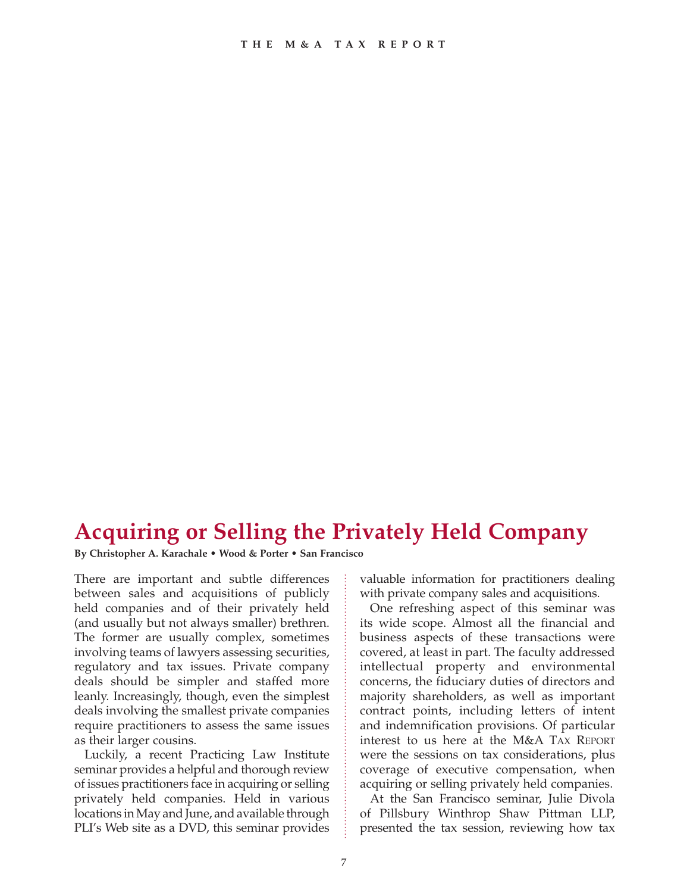# Acquiring or Selling the Privately Held Company

**By Christopher A. Karachale • Wood & Porter • San Francisco**

There are important and subtle differences between sales and acquisitions of publicly held companies and of their privately held (and usually but not always smaller) brethren. The former are usually complex, sometimes involving teams of lawyers assessing securities, regulatory and tax issues. Private company deals should be simpler and staffed more leanly. Increasingly, though, even the simplest deals involving the smallest private companies require practitioners to assess the same issues as their larger cousins.

Luckily, a recent Practicing Law Institute seminar provides a helpful and thorough review of issues practitioners face in acquiring or selling privately held companies. Held in various locations in May and June, and available through PLI's Web site as a DVD, this seminar provides valuable information for practitioners dealing with private company sales and acquisitions.

One refreshing aspect of this seminar was its wide scope. Almost all the financial and business aspects of these transactions were covered, at least in part. The faculty addressed intellectual property and environmental concerns, the fiduciary duties of directors and majority shareholders, as well as important contract points, including letters of intent and indemnification provisions. Of particular interest to us here at the M&A Tax Report were the sessions on tax considerations, plus coverage of executive compensation, when acquiring or selling privately held companies.

At the San Francisco seminar, Julie Divola of Pillsbury Winthrop Shaw Pittman LLP, presented the tax session, reviewing how tax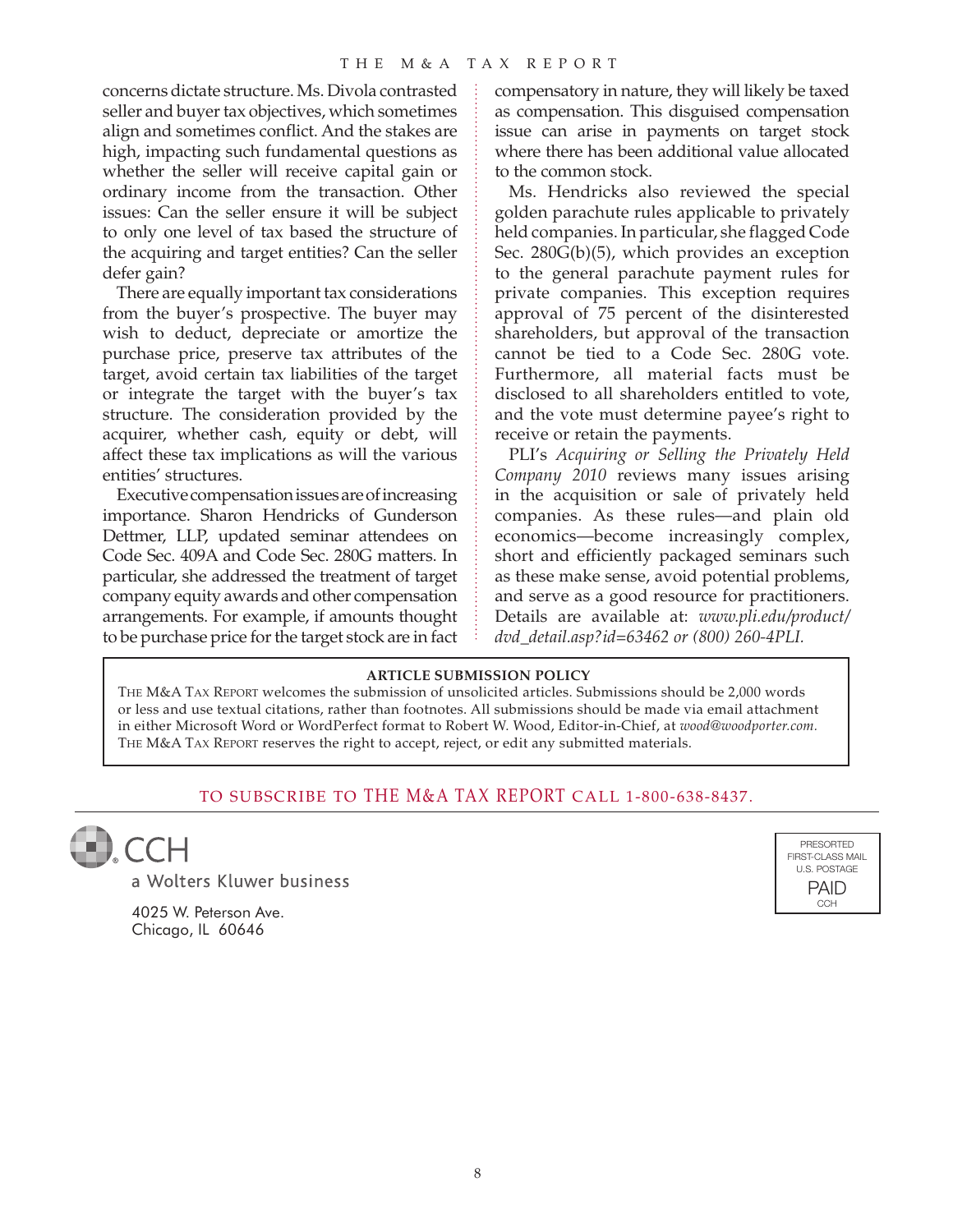concerns dictate structure. Ms. Divola contrasted seller and buyer tax objectives, which sometimes align and sometimes conflict. And the stakes are high, impacting such fundamental questions as whether the seller will receive capital gain or ordinary income from the transaction. Other issues: Can the seller ensure it will be subject to only one level of tax based the structure of the acquiring and target entities? Can the seller defer gain?

There are equally important tax considerations from the buyer's prospective. The buyer may wish to deduct, depreciate or amortize the purchase price, preserve tax attributes of the target, avoid certain tax liabilities of the target or integrate the target with the buyer's tax structure. The consideration provided by the acquirer, whether cash, equity or debt, will affect these tax implications as will the various entities' structures.

Executive compensation issues are of increasing importance. Sharon Hendricks of Gunderson Dettmer, LLP, updated seminar attendees on Code Sec. 409A and Code Sec. 280G matters. In particular, she addressed the treatment of target company equity awards and other compensation arrangements. For example, if amounts thought to be purchase price for the target stock are in fact compensatory in nature, they will likely be taxed as compensation. This disguised compensation issue can arise in payments on target stock where there has been additional value allocated to the common stock.

Ms. Hendricks also reviewed the special golden parachute rules applicable to privately held companies. In particular, she flagged Code Sec. 280G(b)(5), which provides an exception to the general parachute payment rules for private companies. This exception requires approval of 75 percent of the disinterested shareholders, but approval of the transaction cannot be tied to a Code Sec. 280G vote. Furthermore, all material facts must be disclosed to all shareholders entitled to vote, and the vote must determine payee's right to receive or retain the payments.

PLI's *Acquiring or Selling the Privately Held Company 2010* reviews many issues arising in the acquisition or sale of privately held companies. As these rules—and plain old economics—become increasingly complex, short and efficiently packaged seminars such as these make sense, avoid potential problems, and serve as a good resource for practitioners. Details are available at: *www.pli.edu/product/dvd_detail.asp?id=63462 or (800) 260-4PLI.*

**ARTICLE SUBMISSION POLICY**

THE M&A TAX REPORT welcomes the submission of unsolicited articles. Submissions should be 2,000 words or less and use textual citations, rather than footnotes. All submissions should be made via email attachment in either Microsoft Word or WordPerfect format to Robert W. Wood, Editor-in-Chief, at *wood@woodporter.com.* THE M&A TAX REPORT reserves the right to accept, reject, or edit any submitted materials.

TO SUBSCRIBE TO THE M&A TAX REPORT CALL 1-800-638-8437.

CCH
a Wolters Kluwer business

4025 W. Peterson Ave.
Chicago, IL 60646

PRESORTED
FIRST-CLASS MAIL
U.S. POSTAGE
PAID
CCH